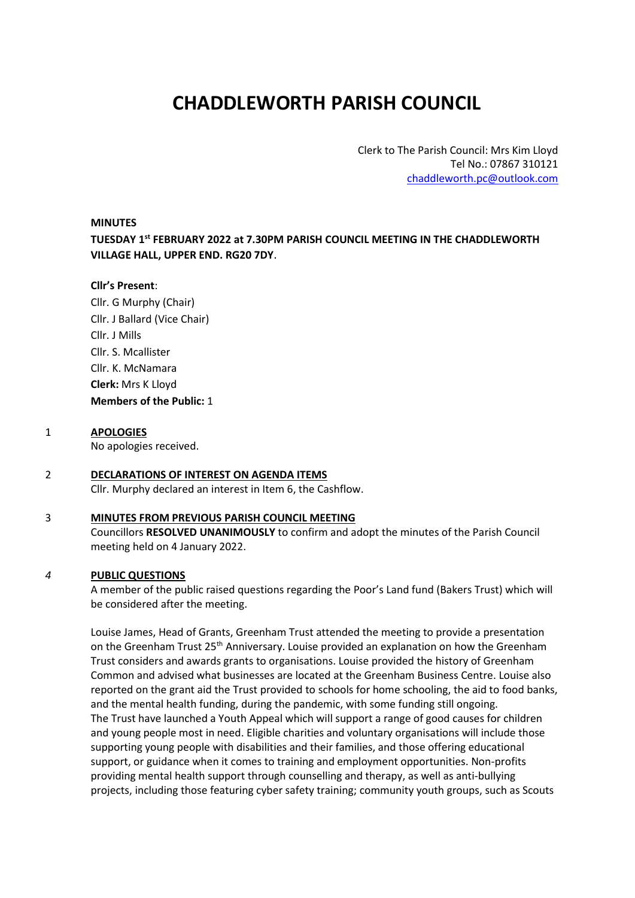# CHADDLEWORTH PARISH COUNCIL

Clerk to The Parish Council: Mrs Kim Lloyd
Tel No.: 07867 310121
chaddleworth.pc@outlook.com

**MINUTES**

**TUESDAY 1st FEBRUARY 2022 at 7.30PM PARISH COUNCIL MEETING IN THE CHADDLEWORTH VILLAGE HALL, UPPER END. RG20 7DY**.

**Cllr's Present**:
Cllr. G Murphy (Chair)
Cllr. J Ballard (Vice Chair)
Cllr. J Mills
Cllr. S. Mcallister
Cllr. K. McNamara
**Clerk:** Mrs K Lloyd
**Members of the Public:** 1

1 **APOLOGIES**

No apologies received.

2 **DECLARATIONS OF INTEREST ON AGENDA ITEMS**

Cllr. Murphy declared an interest in Item 6, the Cashflow.

3 **MINUTES FROM PREVIOUS PARISH COUNCIL MEETING**

Councillors **RESOLVED UNANIMOUSLY** to confirm and adopt the minutes of the Parish Council meeting held on 4 January 2022.

*4* **PUBLIC QUESTIONS**

A member of the public raised questions regarding the Poor's Land fund (Bakers Trust) which will be considered after the meeting.

Louise James, Head of Grants, Greenham Trust attended the meeting to provide a presentation on the Greenham Trust 25th Anniversary. Louise provided an explanation on how the Greenham Trust considers and awards grants to organisations. Louise provided the history of Greenham Common and advised what businesses are located at the Greenham Business Centre. Louise also reported on the grant aid the Trust provided to schools for home schooling, the aid to food banks, and the mental health funding, during the pandemic, with some funding still ongoing.
The Trust have launched a Youth Appeal which will support a range of good causes for children and young people most in need. Eligible charities and voluntary organisations will include those supporting young people with disabilities and their families, and those offering educational support, or guidance when it comes to training and employment opportunities. Non-profits providing mental health support through counselling and therapy, as well as anti-bullying projects, including those featuring cyber safety training; community youth groups, such as Scouts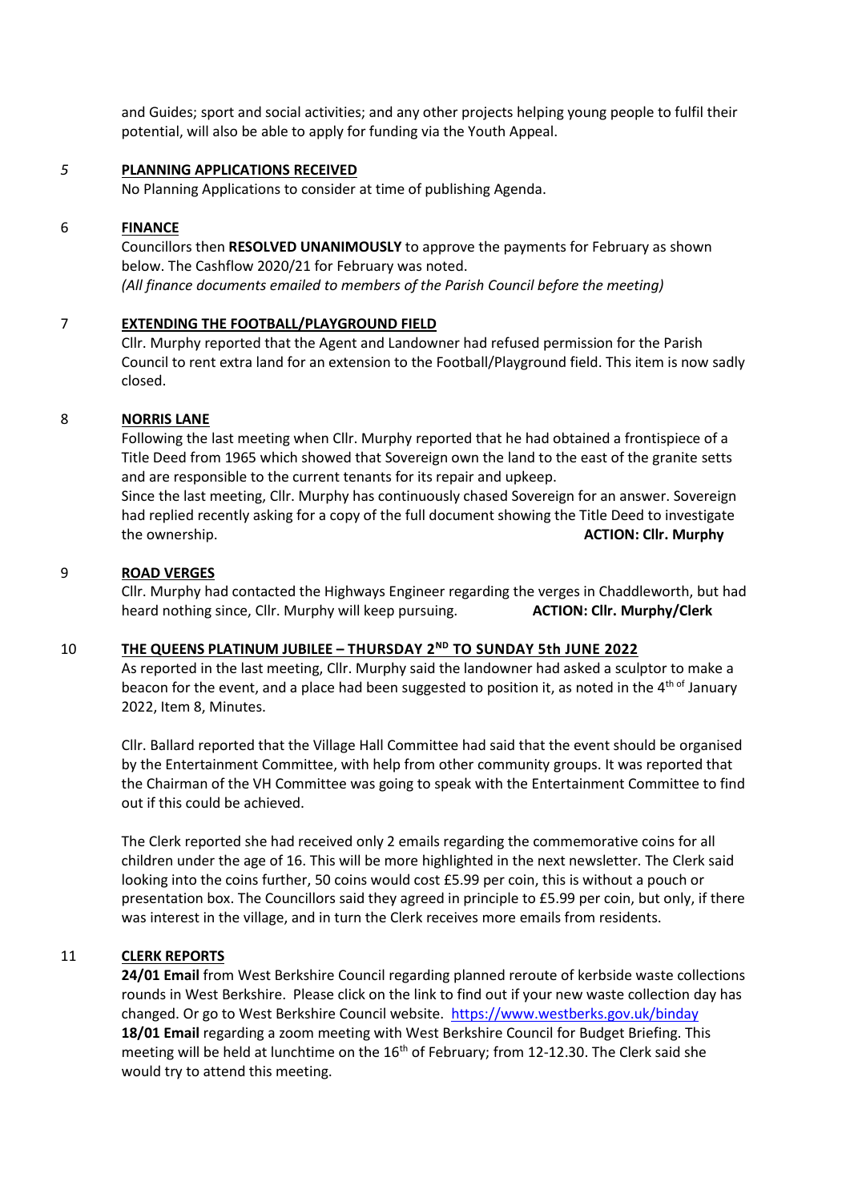and Guides; sport and social activities; and any other projects helping young people to fulfil their potential, will also be able to apply for funding via the Youth Appeal.

*5* **PLANNING APPLICATIONS RECEIVED**

No Planning Applications to consider at time of publishing Agenda.

6 **FINANCE**

Councillors then **RESOLVED UNANIMOUSLY** to approve the payments for February as shown below. The Cashflow 2020/21 for February was noted.
*(All finance documents emailed to members of the Parish Council before the meeting)*

7 **EXTENDING THE FOOTBALL/PLAYGROUND FIELD**

Cllr. Murphy reported that the Agent and Landowner had refused permission for the Parish Council to rent extra land for an extension to the Football/Playground field. This item is now sadly closed.

8 **NORRIS LANE**

Following the last meeting when Cllr. Murphy reported that he had obtained a frontispiece of a Title Deed from 1965 which showed that Sovereign own the land to the east of the granite setts and are responsible to the current tenants for its repair and upkeep.
Since the last meeting, Cllr. Murphy has continuously chased Sovereign for an answer. Sovereign had replied recently asking for a copy of the full document showing the Title Deed to investigate the ownership. **ACTION: Cllr. Murphy**

9 **ROAD VERGES**

Cllr. Murphy had contacted the Highways Engineer regarding the verges in Chaddleworth, but had heard nothing since, Cllr. Murphy will keep pursuing. **ACTION: Cllr. Murphy/Clerk**

10 **THE QUEENS PLATINUM JUBILEE – THURSDAY 2ND TO SUNDAY 5th JUNE 2022**

As reported in the last meeting, Cllr. Murphy said the landowner had asked a sculptor to make a beacon for the event, and a place had been suggested to position it, as noted in the 4th of January 2022, Item 8, Minutes.

Cllr. Ballard reported that the Village Hall Committee had said that the event should be organised by the Entertainment Committee, with help from other community groups. It was reported that the Chairman of the VH Committee was going to speak with the Entertainment Committee to find out if this could be achieved.

The Clerk reported she had received only 2 emails regarding the commemorative coins for all children under the age of 16. This will be more highlighted in the next newsletter. The Clerk said looking into the coins further, 50 coins would cost £5.99 per coin, this is without a pouch or presentation box. The Councillors said they agreed in principle to £5.99 per coin, but only, if there was interest in the village, and in turn the Clerk receives more emails from residents.

11 **CLERK REPORTS**

**24/01 Email** from West Berkshire Council regarding planned reroute of kerbside waste collections rounds in West Berkshire. Please click on the link to find out if your new waste collection day has changed. Or go to West Berkshire Council website. https://www.westberks.gov.uk/binday
**18/01 Email** regarding a zoom meeting with West Berkshire Council for Budget Briefing. This meeting will be held at lunchtime on the 16th of February; from 12-12.30. The Clerk said she would try to attend this meeting.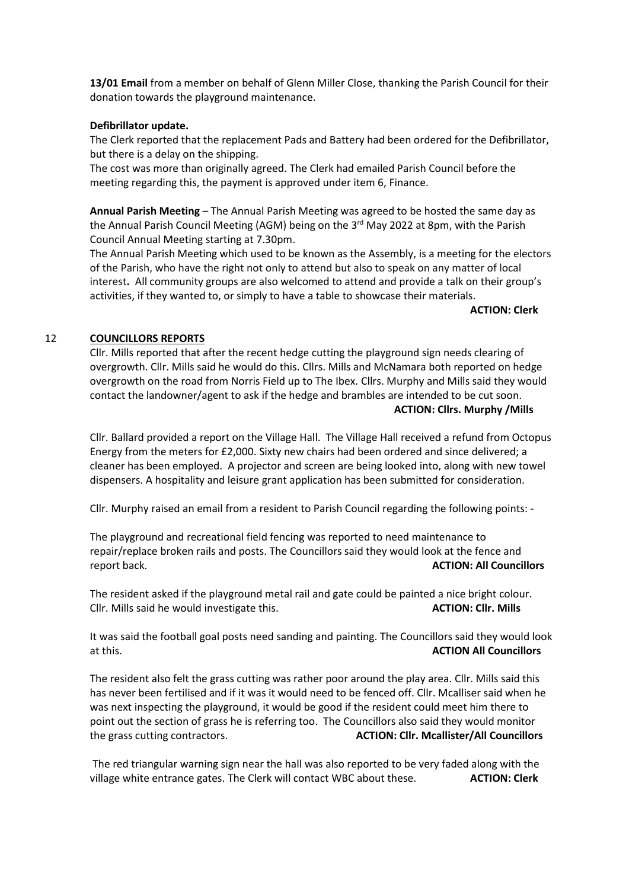**13/01 Email** from a member on behalf of Glenn Miller Close, thanking the Parish Council for their donation towards the playground maintenance.

**Defibrillator update.**

The Clerk reported that the replacement Pads and Battery had been ordered for the Defibrillator, but there is a delay on the shipping.

The cost was more than originally agreed. The Clerk had emailed Parish Council before the meeting regarding this, the payment is approved under item 6, Finance.

**Annual Parish Meeting** – The Annual Parish Meeting was agreed to be hosted the same day as the Annual Parish Council Meeting (AGM) being on the 3rd May 2022 at 8pm, with the Parish Council Annual Meeting starting at 7.30pm.

The Annual Parish Meeting which used to be known as the Assembly, is a meeting for the electors of the Parish, who have the right not only to attend but also to speak on any matter of local interest**.** All community groups are also welcomed to attend and provide a talk on their group's activities, if they wanted to, or simply to have a table to showcase their materials.

**ACTION: Clerk**

## 12 COUNCILLORS REPORTS

Cllr. Mills reported that after the recent hedge cutting the playground sign needs clearing of overgrowth. Cllr. Mills said he would do this. Cllrs. Mills and McNamara both reported on hedge overgrowth on the road from Norris Field up to The Ibex. Cllrs. Murphy and Mills said they would contact the landowner/agent to ask if the hedge and brambles are intended to be cut soon.

**ACTION: Cllrs. Murphy /Mills**

Cllr. Ballard provided a report on the Village Hall. The Village Hall received a refund from Octopus Energy from the meters for £2,000. Sixty new chairs had been ordered and since delivered; a cleaner has been employed. A projector and screen are being looked into, along with new towel dispensers. A hospitality and leisure grant application has been submitted for consideration.

Cllr. Murphy raised an email from a resident to Parish Council regarding the following points: -

The playground and recreational field fencing was reported to need maintenance to repair/replace broken rails and posts. The Councillors said they would look at the fence and report back. **ACTION: All Councillors**

The resident asked if the playground metal rail and gate could be painted a nice bright colour. Cllr. Mills said he would investigate this. **ACTION: Cllr. Mills**

It was said the football goal posts need sanding and painting. The Councillors said they would look at this. **ACTION All Councillors**

The resident also felt the grass cutting was rather poor around the play area. Cllr. Mills said this has never been fertilised and if it was it would need to be fenced off. Cllr. Mcalliser said when he was next inspecting the playground, it would be good if the resident could meet him there to point out the section of grass he is referring too. The Councillors also said they would monitor the grass cutting contractors. **ACTION: Cllr. Mcallister/All Councillors**

The red triangular warning sign near the hall was also reported to be very faded along with the village white entrance gates. The Clerk will contact WBC about these. **ACTION: Clerk**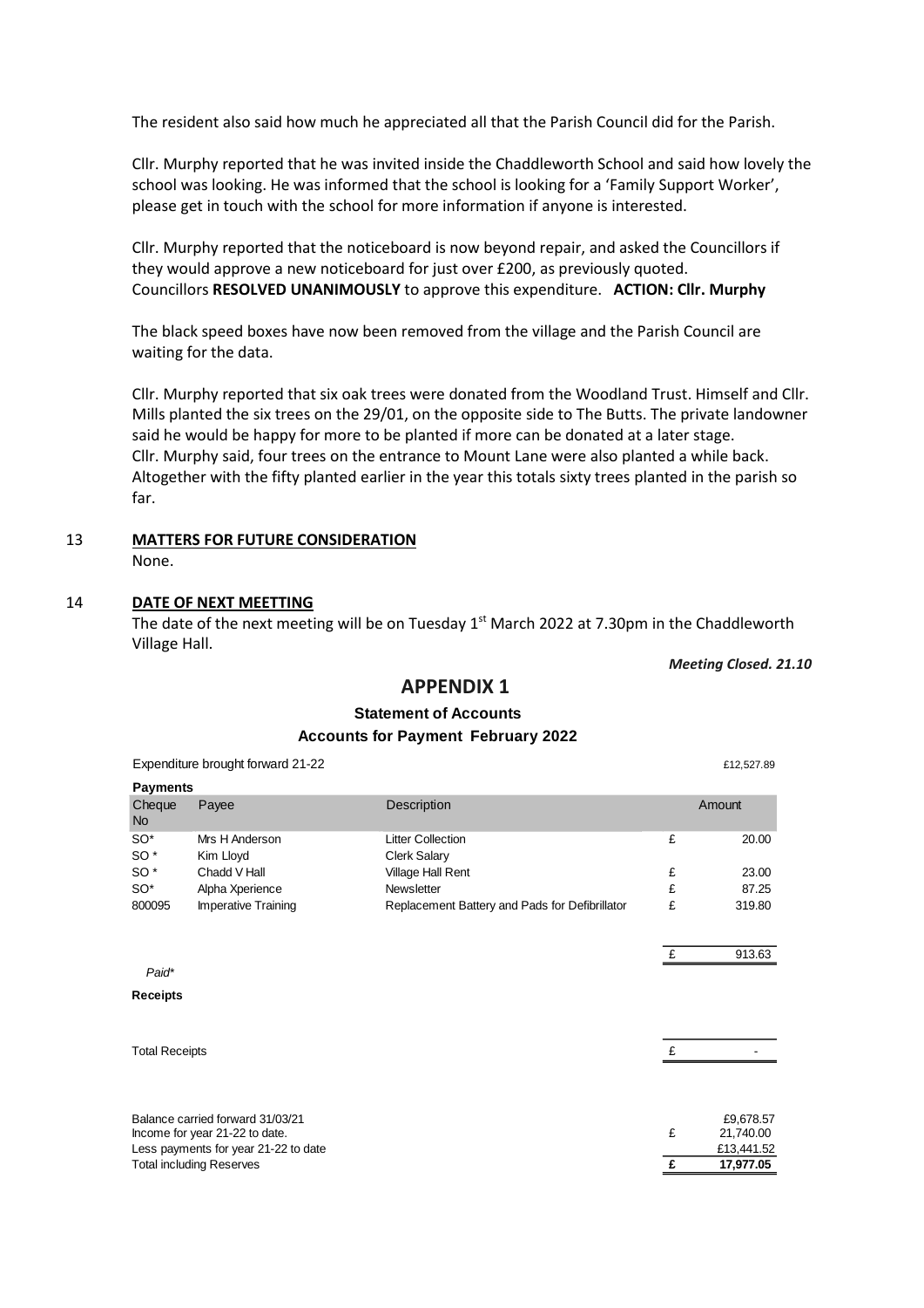The resident also said how much he appreciated all that the Parish Council did for the Parish.

Cllr. Murphy reported that he was invited inside the Chaddleworth School and said how lovely the school was looking. He was informed that the school is looking for a 'Family Support Worker', please get in touch with the school for more information if anyone is interested.

Cllr. Murphy reported that the noticeboard is now beyond repair, and asked the Councillors if they would approve a new noticeboard for just over £200, as previously quoted. Councillors **RESOLVED UNANIMOUSLY** to approve this expenditure. **ACTION: Cllr. Murphy**

The black speed boxes have now been removed from the village and the Parish Council are waiting for the data.

Cllr. Murphy reported that six oak trees were donated from the Woodland Trust. Himself and Cllr. Mills planted the six trees on the 29/01, on the opposite side to The Butts. The private landowner said he would be happy for more to be planted if more can be donated at a later stage. Cllr. Murphy said, four trees on the entrance to Mount Lane were also planted a while back. Altogether with the fifty planted earlier in the year this totals sixty trees planted in the parish so far.

## 13 MATTERS FOR FUTURE CONSIDERATION

None.

## 14 DATE OF NEXT MEETTING

The date of the next meeting will be on Tuesday 1st March 2022 at 7.30pm in the Chaddleworth Village Hall.

*Meeting Closed. 21.10*

# APPENDIX 1

### Statement of Accounts

### Accounts for Payment February 2022

Expenditure brought forward 21-22 £12,527.89

**Payments**

| Cheque No | Payee | Description | | Amount |
|---|---|---|---|---|
| SO* | Mrs H Anderson | Litter Collection | £ | 20.00 |
| SO * | Kim Lloyd | Clerk Salary | | |
| SO * | Chadd V Hall | Village Hall Rent | £ | 23.00 |
| SO* | Alpha Xperience | Newsletter | £ | 87.25 |
| 800095 | Imperative Training | Replacement Battery and Pads for Defibrillator | £ | 319.80 |
| | | | £ | 913.63 |

*Paid**

**Receipts**

| | | |
|---|---|---|
| Total Receipts | £ | - |

| | | |
|---|---|---|
| Balance carried forward 31/03/21 | | £9,678.57 |
| Income for year 21-22 to date. | £ | 21,740.00 |
| Less payments for year 21-22 to date | | £13,441.52 |
| Total including Reserves | **£** | **17,977.05** |